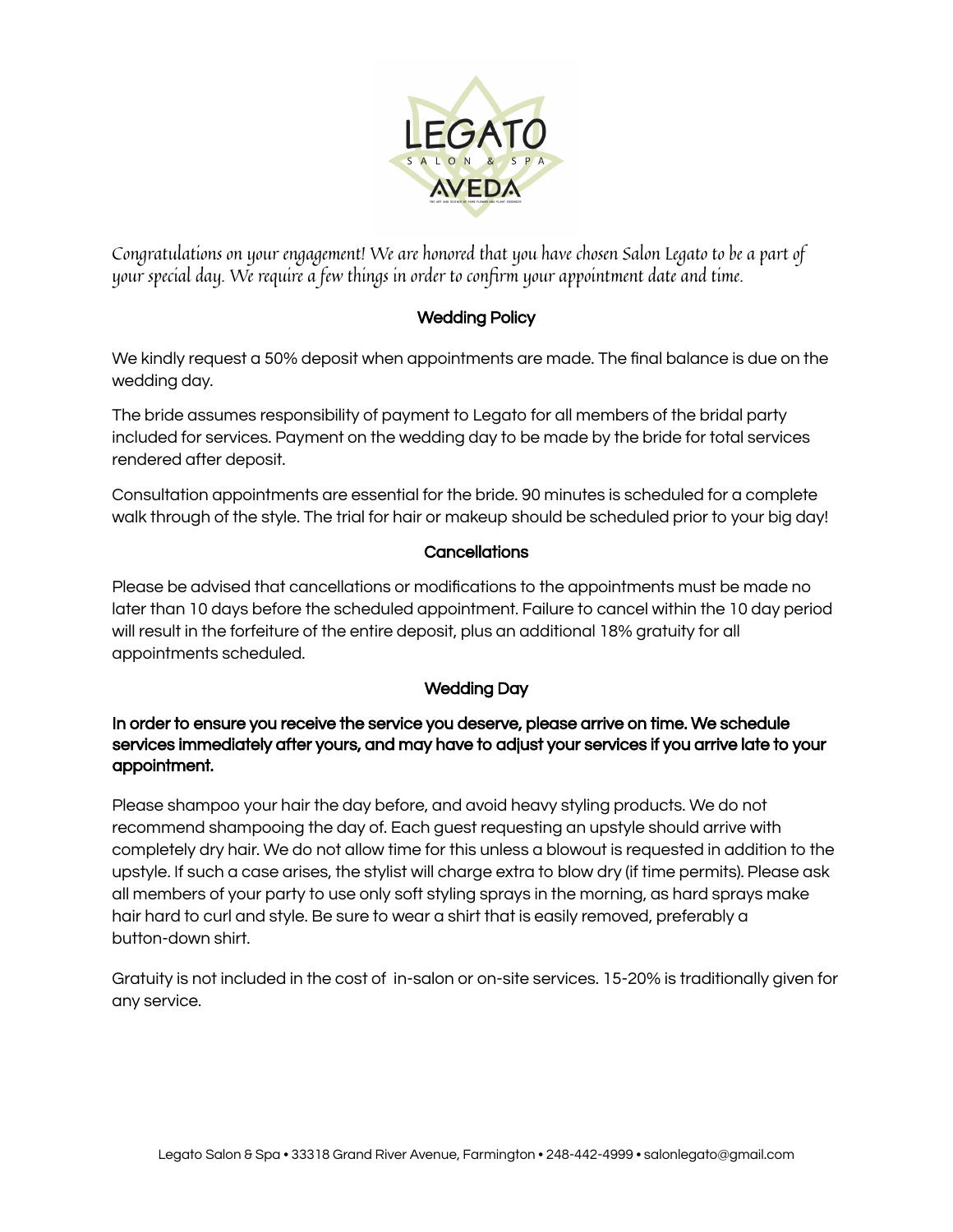*Congratulations on your engagement! We are honored that you have chosen Salon Legato to be a part of your special day. We require a few things in order to confirm your appointment date and time.*

## Wedding Policy

We kindly request a 50% deposit when appointments are made. The final balance is due on the wedding day.

The bride assumes responsibility of payment to Legato for all members of the bridal party included for services. Payment on the wedding day to be made by the bride for total services rendered after deposit.

Consultation appointments are essential for the bride. 90 minutes is scheduled for a complete walk through of the style. The trial for hair or makeup should be scheduled prior to your big day!

## Cancellations

Please be advised that cancellations or modifications to the appointments must be made no later than 10 days before the scheduled appointment. Failure to cancel within the 10 day period will result in the forfeiture of the entire deposit, plus an additional 18% gratuity for all appointments scheduled.

## Wedding Day

**In order to ensure you receive the service you deserve, please arrive on time. We schedule services immediately after yours, and may have to adjust your services if you arrive late to your appointment.**

Please shampoo your hair the day before, and avoid heavy styling products. We do not recommend shampooing the day of. Each guest requesting an upstyle should arrive with completely dry hair. We do not allow time for this unless a blowout is requested in addition to the upstyle. If such a case arises, the stylist will charge extra to blow dry (if time permits). Please ask all members of your party to use only soft styling sprays in the morning, as hard sprays make hair hard to curl and style. Be sure to wear a shirt that is easily removed, preferably a button-down shirt.

Gratuity is not included in the cost of in-salon or on-site services. 15-20% is traditionally given for any service.

Legato Salon & Spa • 33318 Grand River Avenue, Farmington • 248-442-4999 • salonlegato@gmail.com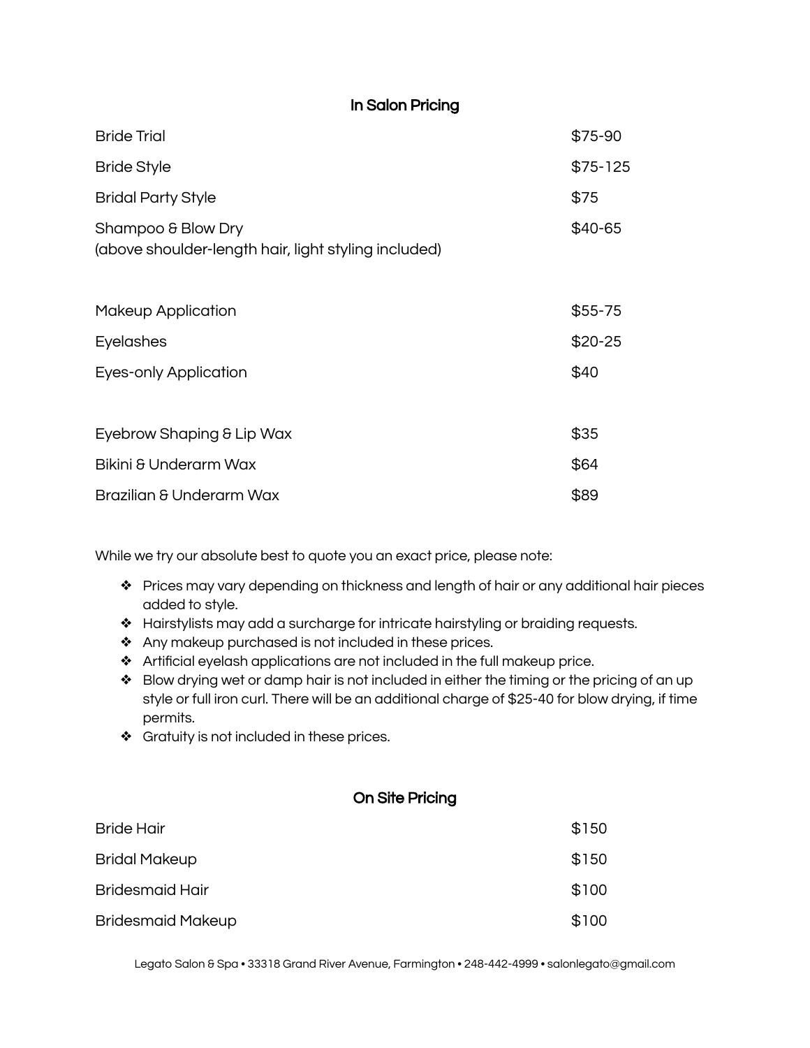## In Salon Pricing

| Service | Price |
| --- | --- |
| Bride Trial | $75-90 |
| Bride Style | $75-125 |
| Bridal Party Style | $75 |
| Shampoo & Blow Dry (above shoulder-length hair, light styling included) | $40-65 |
| Makeup Application | $55-75 |
| Eyelashes | $20-25 |
| Eyes-only Application | $40 |
| Eyebrow Shaping & Lip Wax | $35 |
| Bikini & Underarm Wax | $64 |
| Brazilian & Underarm Wax | $89 |

While we try our absolute best to quote you an exact price, please note:

- Prices may vary depending on thickness and length of hair or any additional hair pieces added to style.
- Hairstylists may add a surcharge for intricate hairstyling or braiding requests.
- Any makeup purchased is not included in these prices.
- Artificial eyelash applications are not included in the full makeup price.
- Blow drying wet or damp hair is not included in either the timing or the pricing of an up style or full iron curl. There will be an additional charge of $25-40 for blow drying, if time permits.
- Gratuity is not included in these prices.

## On Site Pricing

| Service | Price |
| --- | --- |
| Bride Hair | $150 |
| Bridal Makeup | $150 |
| Bridesmaid Hair | $100 |
| Bridesmaid Makeup | $100 |

Legato Salon & Spa • 33318 Grand River Avenue, Farmington • 248-442-4999 • salonlegato@gmail.com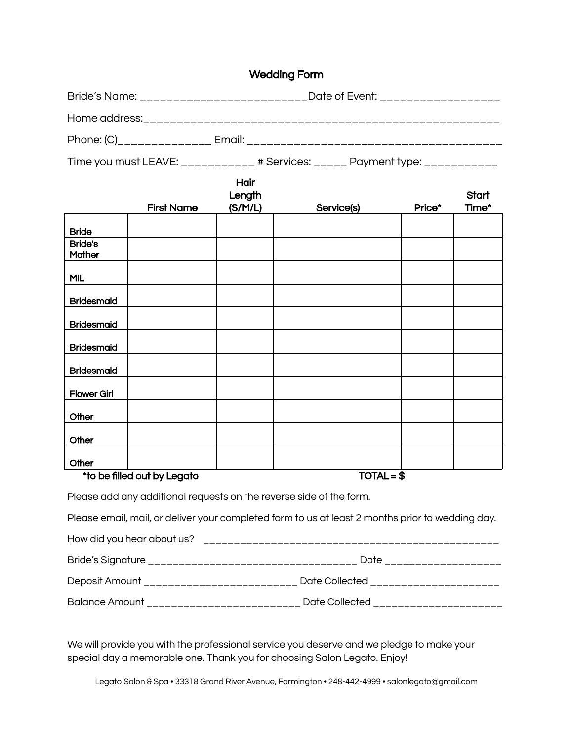# Wedding Form

Bride's Name: __________________________Date of Event: __________________

Home address:_____________________________________________________

Phone: (C)______________ Email: ______________________________________

Time you must LEAVE: ___________ # Services: _____ Payment type: ___________

| | First Name | Hair Length (S/M/L) | Service(s) | Price* | Start Time* |
|---|---|---|---|---|---|
| Bride | | | | | |
| Bride's Mother | | | | | |
| MIL | | | | | |
| Bridesmaid | | | | | |
| Bridesmaid | | | | | |
| Bridesmaid | | | | | |
| Bridesmaid | | | | | |
| Flower Girl | | | | | |
| Other | | | | | |
| Other | | | | | |
| Other | | | | | |

*to be filled out by Legato                                        TOTAL = $

Please add any additional requests on the reverse side of the form.

Please email, mail, or deliver your completed form to us at least 2 months prior to wedding day.

How did you hear about us? __________________________________________________

Bride's Signature ___________________________________ Date ___________________

Deposit Amount _________________________ Date Collected _____________________

Balance Amount _________________________ Date Collected _____________________

We will provide you with the professional service you deserve and we pledge to make your special day a memorable one. Thank you for choosing Salon Legato. Enjoy!

Legato Salon & Spa • 33318 Grand River Avenue, Farmington • 248-442-4999 • salonlegato@gmail.com